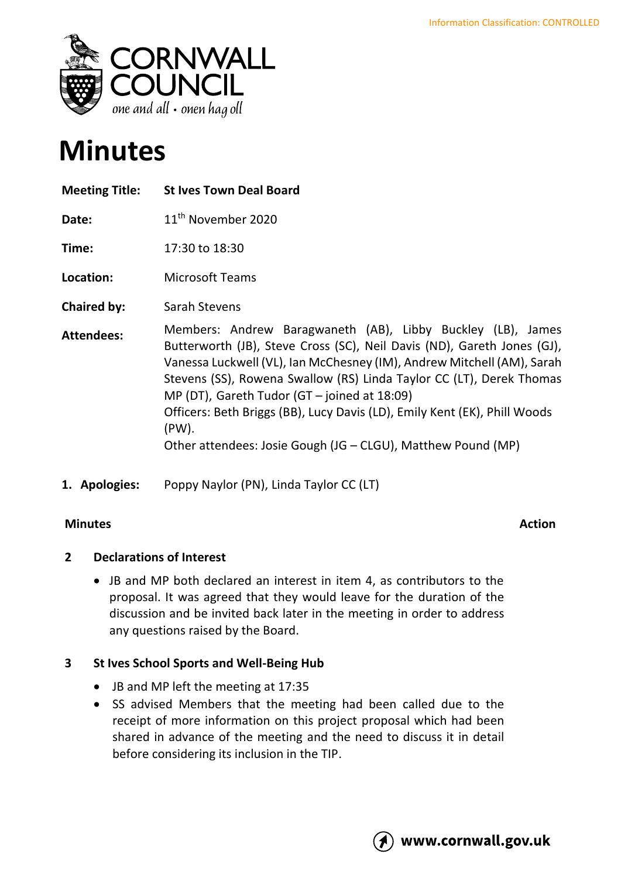Information Classification: CONTROLLED

CORNWALL COUNCIL
*one and all • onen hag oll*

# Minutes

| | |
|---|---|
| **Meeting Title:** | **St Ives Town Deal Board** |
| **Date:** | 11th November 2020 |
| **Time:** | 17:30 to 18:30 |
| **Location:** | Microsoft Teams |
| **Chaired by:** | Sarah Stevens |
| **Attendees:** | Members: Andrew Baragwaneth (AB), Libby Buckley (LB), James Butterworth (JB), Steve Cross (SC), Neil Davis (ND), Gareth Jones (GJ), Vanessa Luckwell (VL), Ian McChesney (IM), Andrew Mitchell (AM), Sarah Stevens (SS), Rowena Swallow (RS) Linda Taylor CC (LT), Derek Thomas MP (DT), Gareth Tudor (GT – joined at 18:09)<br>Officers: Beth Briggs (BB), Lucy Davis (LD), Emily Kent (EK), Phill Woods (PW).<br>Other attendees: Josie Gough (JG – CLGU), Matthew Pound (MP) |

**1. Apologies:** Poppy Naylor (PN), Linda Taylor CC (LT)

**Minutes** **Action**

### 2 Declarations of Interest

- JB and MP both declared an interest in item 4, as contributors to the proposal. It was agreed that they would leave for the duration of the discussion and be invited back later in the meeting in order to address any questions raised by the Board.

### 3 St Ives School Sports and Well-Being Hub

- JB and MP left the meeting at 17:35
- SS advised Members that the meeting had been called due to the receipt of more information on this project proposal which had been shared in advance of the meeting and the need to discuss it in detail before considering its inclusion in the TIP.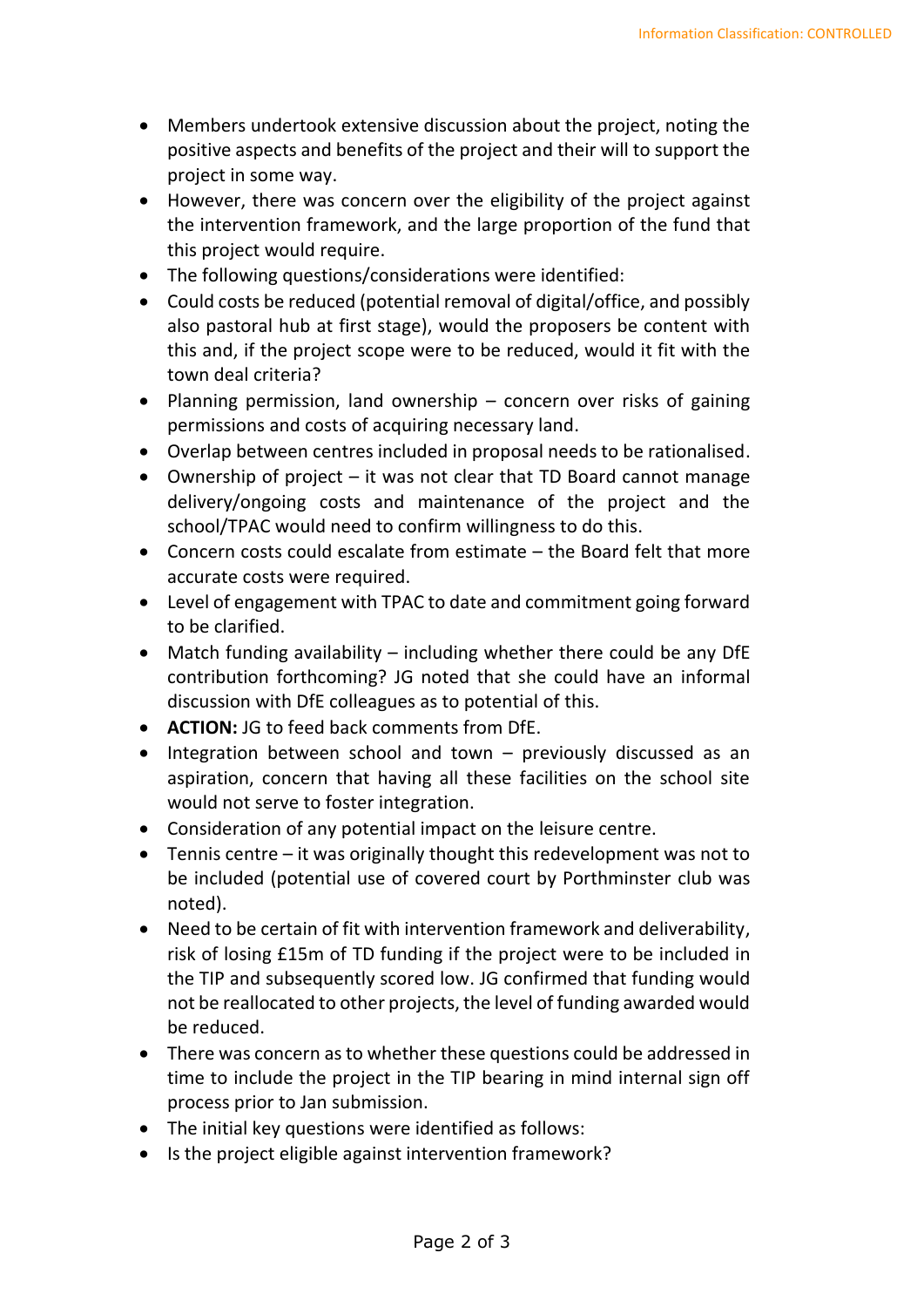- Members undertook extensive discussion about the project, noting the positive aspects and benefits of the project and their will to support the project in some way.
- However, there was concern over the eligibility of the project against the intervention framework, and the large proportion of the fund that this project would require.
- The following questions/considerations were identified:
- Could costs be reduced (potential removal of digital/office, and possibly also pastoral hub at first stage), would the proposers be content with this and, if the project scope were to be reduced, would it fit with the town deal criteria?
- Planning permission, land ownership – concern over risks of gaining permissions and costs of acquiring necessary land.
- Overlap between centres included in proposal needs to be rationalised.
- Ownership of project – it was not clear that TD Board cannot manage delivery/ongoing costs and maintenance of the project and the school/TPAC would need to confirm willingness to do this.
- Concern costs could escalate from estimate – the Board felt that more accurate costs were required.
- Level of engagement with TPAC to date and commitment going forward to be clarified.
- Match funding availability – including whether there could be any DfE contribution forthcoming? JG noted that she could have an informal discussion with DfE colleagues as to potential of this.
- **ACTION:** JG to feed back comments from DfE.
- Integration between school and town – previously discussed as an aspiration, concern that having all these facilities on the school site would not serve to foster integration.
- Consideration of any potential impact on the leisure centre.
- Tennis centre – it was originally thought this redevelopment was not to be included (potential use of covered court by Porthminster club was noted).
- Need to be certain of fit with intervention framework and deliverability, risk of losing £15m of TD funding if the project were to be included in the TIP and subsequently scored low. JG confirmed that funding would not be reallocated to other projects, the level of funding awarded would be reduced.
- There was concern as to whether these questions could be addressed in time to include the project in the TIP bearing in mind internal sign off process prior to Jan submission.
- The initial key questions were identified as follows:
- Is the project eligible against intervention framework?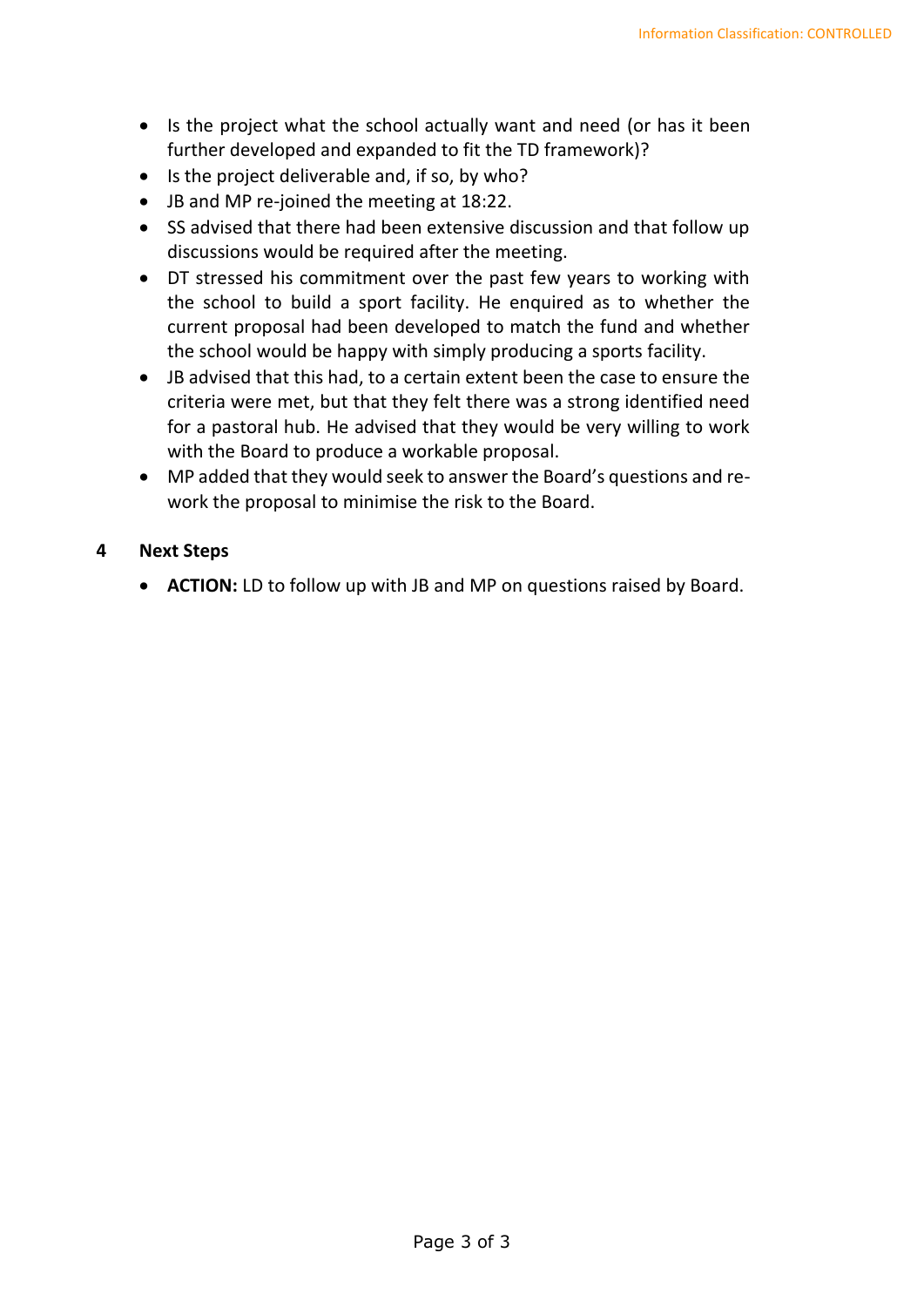- Is the project what the school actually want and need (or has it been further developed and expanded to fit the TD framework)?
- Is the project deliverable and, if so, by who?
- JB and MP re-joined the meeting at 18:22.
- SS advised that there had been extensive discussion and that follow up discussions would be required after the meeting.
- DT stressed his commitment over the past few years to working with the school to build a sport facility. He enquired as to whether the current proposal had been developed to match the fund and whether the school would be happy with simply producing a sports facility.
- JB advised that this had, to a certain extent been the case to ensure the criteria were met, but that they felt there was a strong identified need for a pastoral hub. He advised that they would be very willing to work with the Board to produce a workable proposal.
- MP added that they would seek to answer the Board's questions and re-work the proposal to minimise the risk to the Board.

## 4 Next Steps

- **ACTION:** LD to follow up with JB and MP on questions raised by Board.